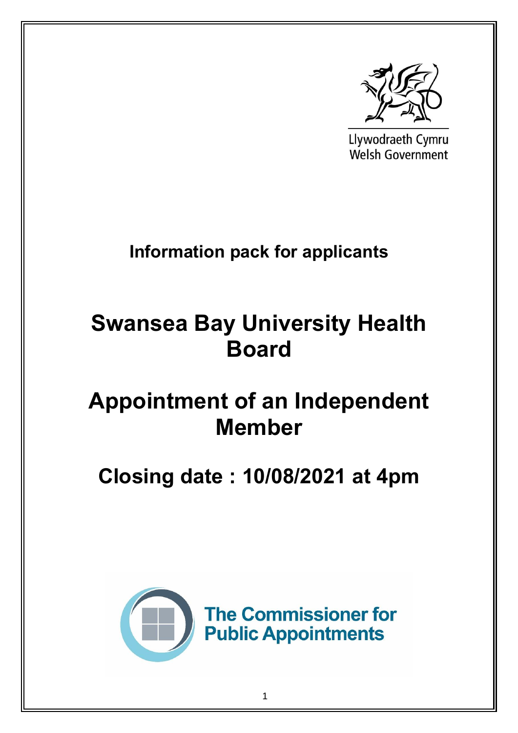Llywodraeth Cymru
Welsh Government

**Information pack for applicants**

# Swansea Bay University Health Board

# Appointment of an Independent Member

## Closing date : 10/08/2021 at 4pm

The Commissioner for Public Appointments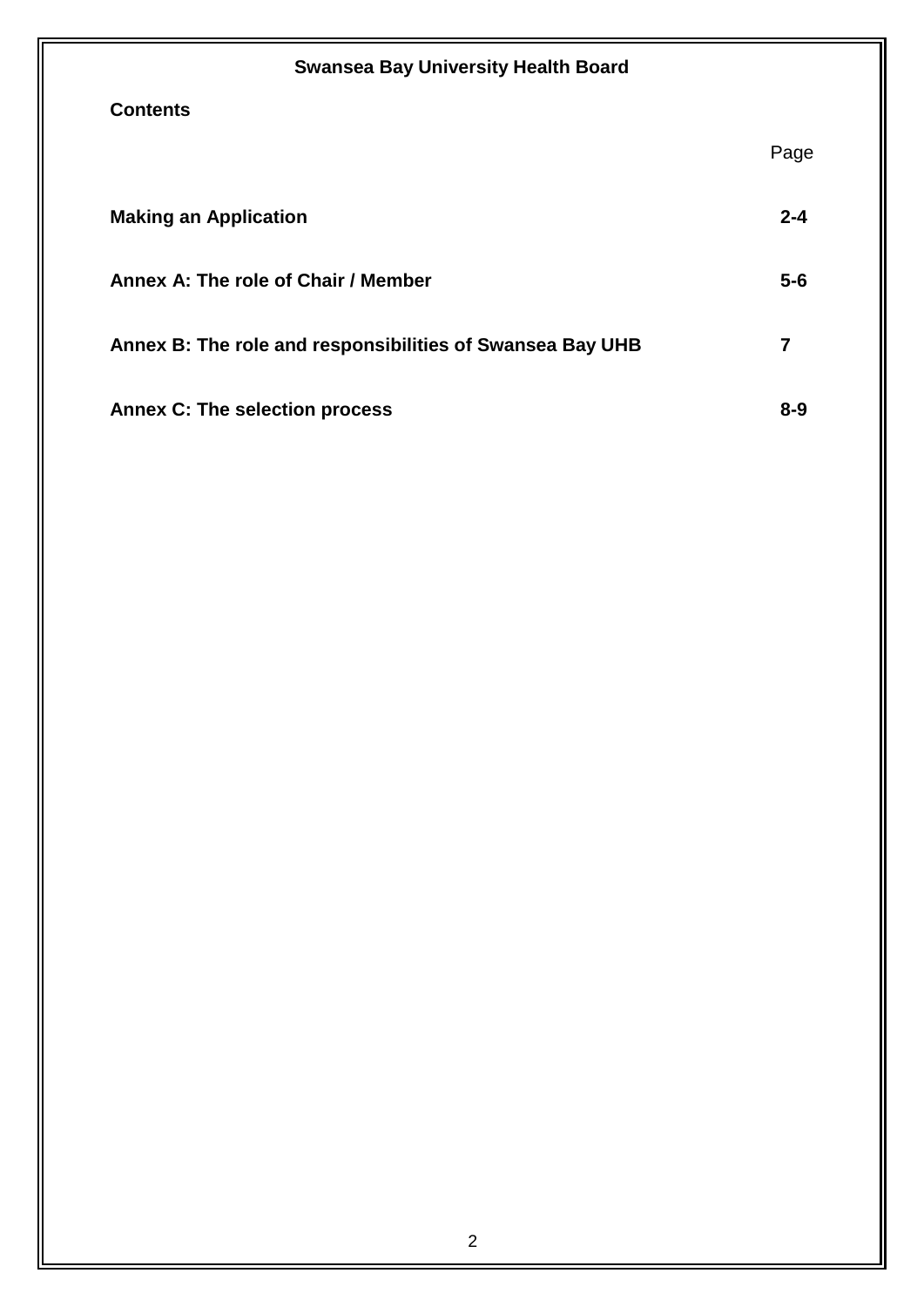**Swansea Bay University Health Board**

**Contents**

| | Page |
|---|---|
| **Making an Application** | **2-4** |
| **Annex A: The role of Chair / Member** | **5-6** |
| **Annex B: The role and responsibilities of Swansea Bay UHB** | **7** |
| **Annex C: The selection process** | **8-9** |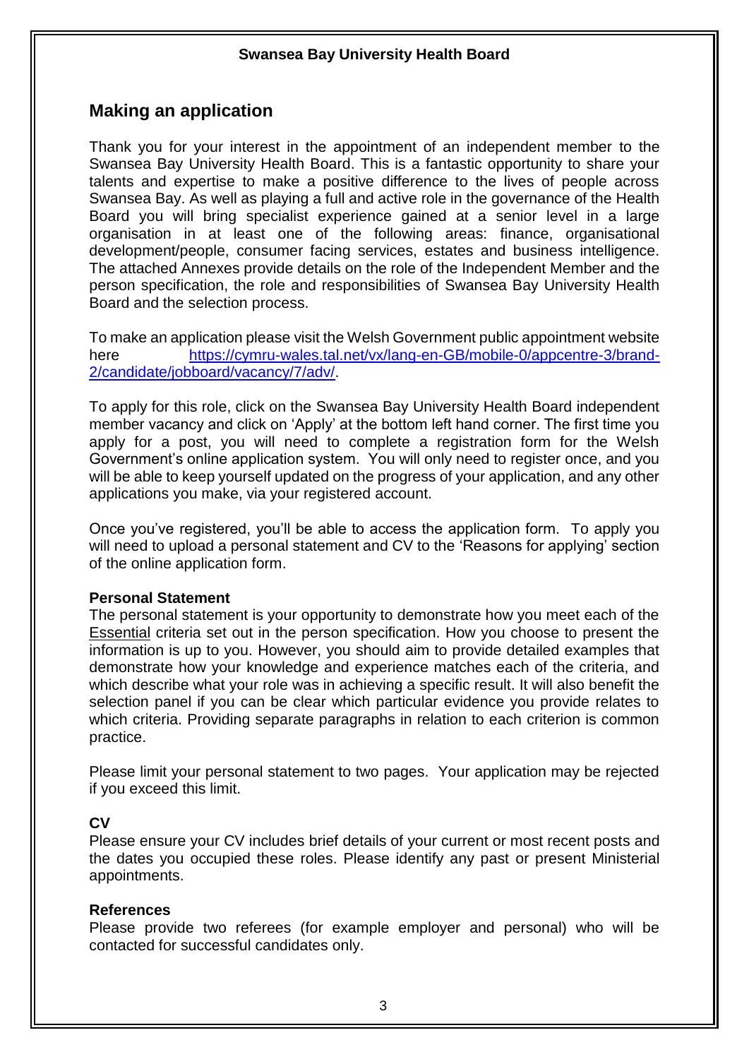## Making an application

Thank you for your interest in the appointment of an independent member to the Swansea Bay University Health Board. This is a fantastic opportunity to share your talents and expertise to make a positive difference to the lives of people across Swansea Bay. As well as playing a full and active role in the governance of the Health Board you will bring specialist experience gained at a senior level in a large organisation in at least one of the following areas: finance, organisational development/people, consumer facing services, estates and business intelligence. The attached Annexes provide details on the role of the Independent Member and the person specification, the role and responsibilities of Swansea Bay University Health Board and the selection process.

To make an application please visit the Welsh Government public appointment website here [https://cymru-wales.tal.net/vx/lang-en-GB/mobile-0/appcentre-3/brand-2/candidate/jobboard/vacancy/7/adv/](https://cymru-wales.tal.net/vx/lang-en-GB/mobile-0/appcentre-3/brand-2/candidate/jobboard/vacancy/7/adv/).

To apply for this role, click on the Swansea Bay University Health Board independent member vacancy and click on 'Apply' at the bottom left hand corner. The first time you apply for a post, you will need to complete a registration form for the Welsh Government's online application system. You will only need to register once, and you will be able to keep yourself updated on the progress of your application, and any other applications you make, via your registered account.

Once you've registered, you'll be able to access the application form. To apply you will need to upload a personal statement and CV to the 'Reasons for applying' section of the online application form.

**Personal Statement**

The personal statement is your opportunity to demonstrate how you meet each of the Essential criteria set out in the person specification. How you choose to present the information is up to you. However, you should aim to provide detailed examples that demonstrate how your knowledge and experience matches each of the criteria, and which describe what your role was in achieving a specific result. It will also benefit the selection panel if you can be clear which particular evidence you provide relates to which criteria. Providing separate paragraphs in relation to each criterion is common practice.

Please limit your personal statement to two pages. Your application may be rejected if you exceed this limit.

**CV**

Please ensure your CV includes brief details of your current or most recent posts and the dates you occupied these roles. Please identify any past or present Ministerial appointments.

**References**

Please provide two referees (for example employer and personal) who will be contacted for successful candidates only.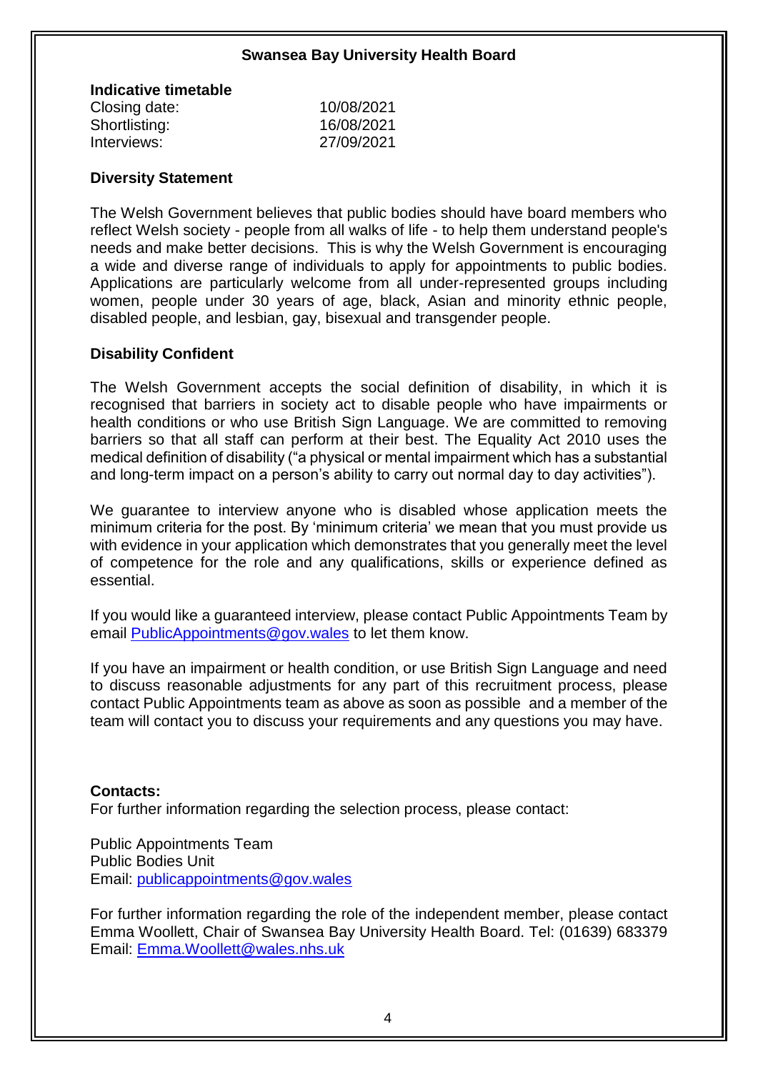**Indicative timetable**

| | |
|---|---|
| Closing date: | 10/08/2021 |
| Shortlisting: | 16/08/2021 |
| Interviews: | 27/09/2021 |

**Diversity Statement**

The Welsh Government believes that public bodies should have board members who reflect Welsh society - people from all walks of life - to help them understand people's needs and make better decisions. This is why the Welsh Government is encouraging a wide and diverse range of individuals to apply for appointments to public bodies. Applications are particularly welcome from all under-represented groups including women, people under 30 years of age, black, Asian and minority ethnic people, disabled people, and lesbian, gay, bisexual and transgender people.

**Disability Confident**

The Welsh Government accepts the social definition of disability, in which it is recognised that barriers in society act to disable people who have impairments or health conditions or who use British Sign Language. We are committed to removing barriers so that all staff can perform at their best. The Equality Act 2010 uses the medical definition of disability ("a physical or mental impairment which has a substantial and long-term impact on a person's ability to carry out normal day to day activities").

We guarantee to interview anyone who is disabled whose application meets the minimum criteria for the post. By 'minimum criteria' we mean that you must provide us with evidence in your application which demonstrates that you generally meet the level of competence for the role and any qualifications, skills or experience defined as essential.

If you would like a guaranteed interview, please contact Public Appointments Team by email PublicAppointments@gov.wales to let them know.

If you have an impairment or health condition, or use British Sign Language and need to discuss reasonable adjustments for any part of this recruitment process, please contact Public Appointments team as above as soon as possible and a member of the team will contact you to discuss your requirements and any questions you may have.

**Contacts:**

For further information regarding the selection process, please contact:

Public Appointments Team
Public Bodies Unit
Email: publicappointments@gov.wales

For further information regarding the role of the independent member, please contact Emma Woollett, Chair of Swansea Bay University Health Board. Tel: (01639) 683379
Email: Emma.Woollett@wales.nhs.uk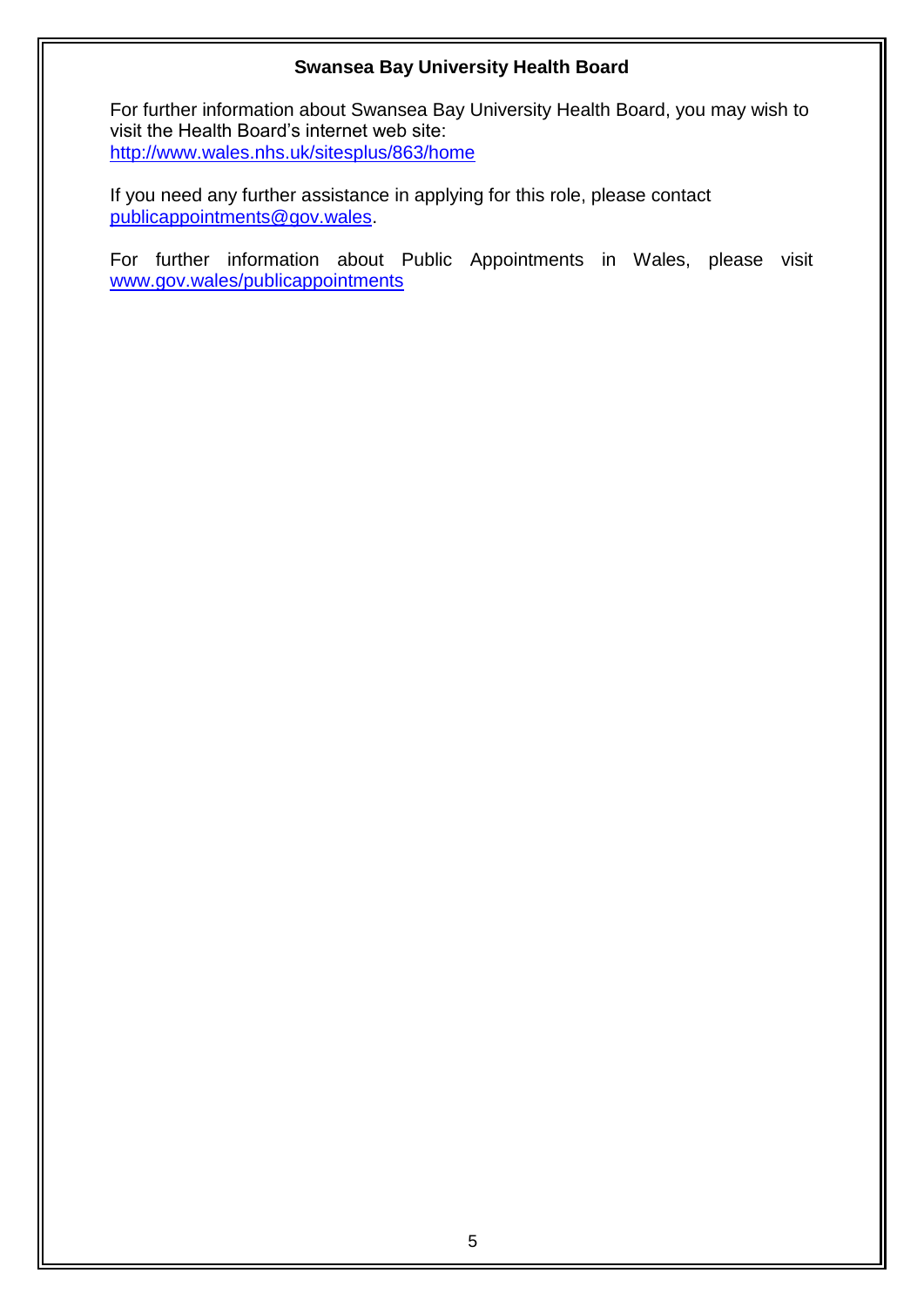**Swansea Bay University Health Board**

For further information about Swansea Bay University Health Board, you may wish to visit the Health Board's internet web site:
http://www.wales.nhs.uk/sitesplus/863/home

If you need any further assistance in applying for this role, please contact publicappointments@gov.wales.

For further information about Public Appointments in Wales, please visit www.gov.wales/publicappointments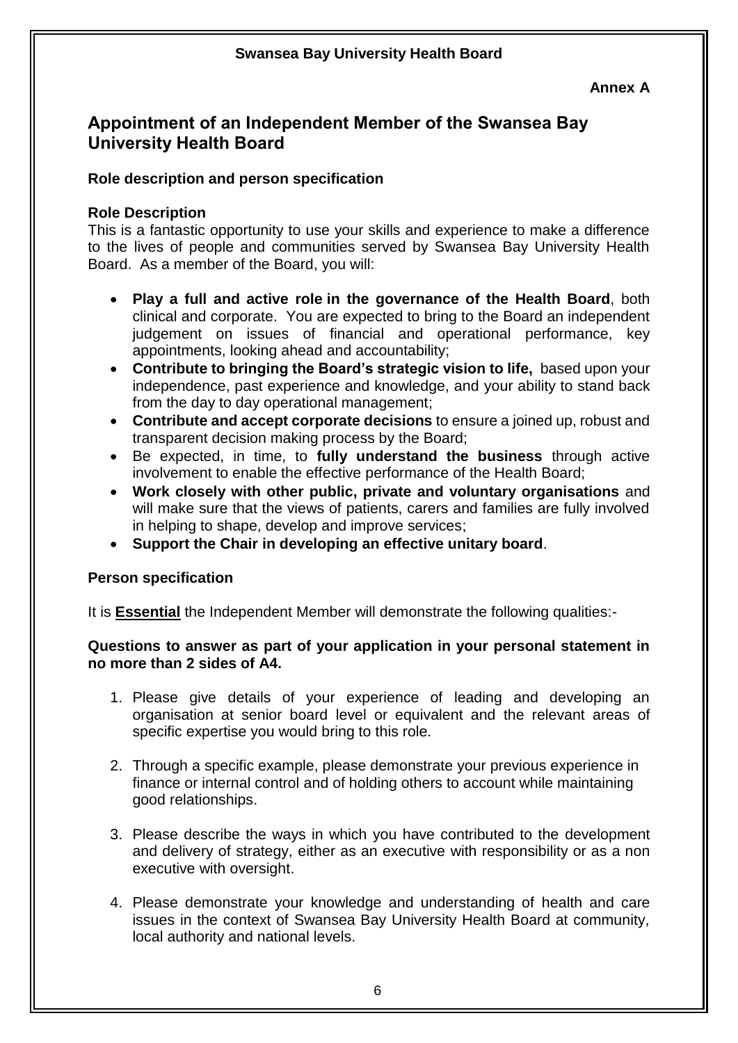**Swansea Bay University Health Board**

**Annex A**

## Appointment of an Independent Member of the Swansea Bay University Health Board

### Role description and person specification

### Role Description

This is a fantastic opportunity to use your skills and experience to make a difference to the lives of people and communities served by Swansea Bay University Health Board. As a member of the Board, you will:

- **Play a full and active role in the governance of the Health Board**, both clinical and corporate. You are expected to bring to the Board an independent judgement on issues of financial and operational performance, key appointments, looking ahead and accountability;
- **Contribute to bringing the Board's strategic vision to life,** based upon your independence, past experience and knowledge, and your ability to stand back from the day to day operational management;
- **Contribute and accept corporate decisions** to ensure a joined up, robust and transparent decision making process by the Board;
- Be expected, in time, to **fully understand the business** through active involvement to enable the effective performance of the Health Board;
- **Work closely with other public, private and voluntary organisations** and will make sure that the views of patients, carers and families are fully involved in helping to shape, develop and improve services;
- **Support the Chair in developing an effective unitary board**.

### Person specification

It is **Essential** the Independent Member will demonstrate the following qualities:-

**Questions to answer as part of your application in your personal statement in no more than 2 sides of A4.**

1. Please give details of your experience of leading and developing an organisation at senior board level or equivalent and the relevant areas of specific expertise you would bring to this role.

2. Through a specific example, please demonstrate your previous experience in finance or internal control and of holding others to account while maintaining good relationships.

3. Please describe the ways in which you have contributed to the development and delivery of strategy, either as an executive with responsibility or as a non executive with oversight.

4. Please demonstrate your knowledge and understanding of health and care issues in the context of Swansea Bay University Health Board at community, local authority and national levels.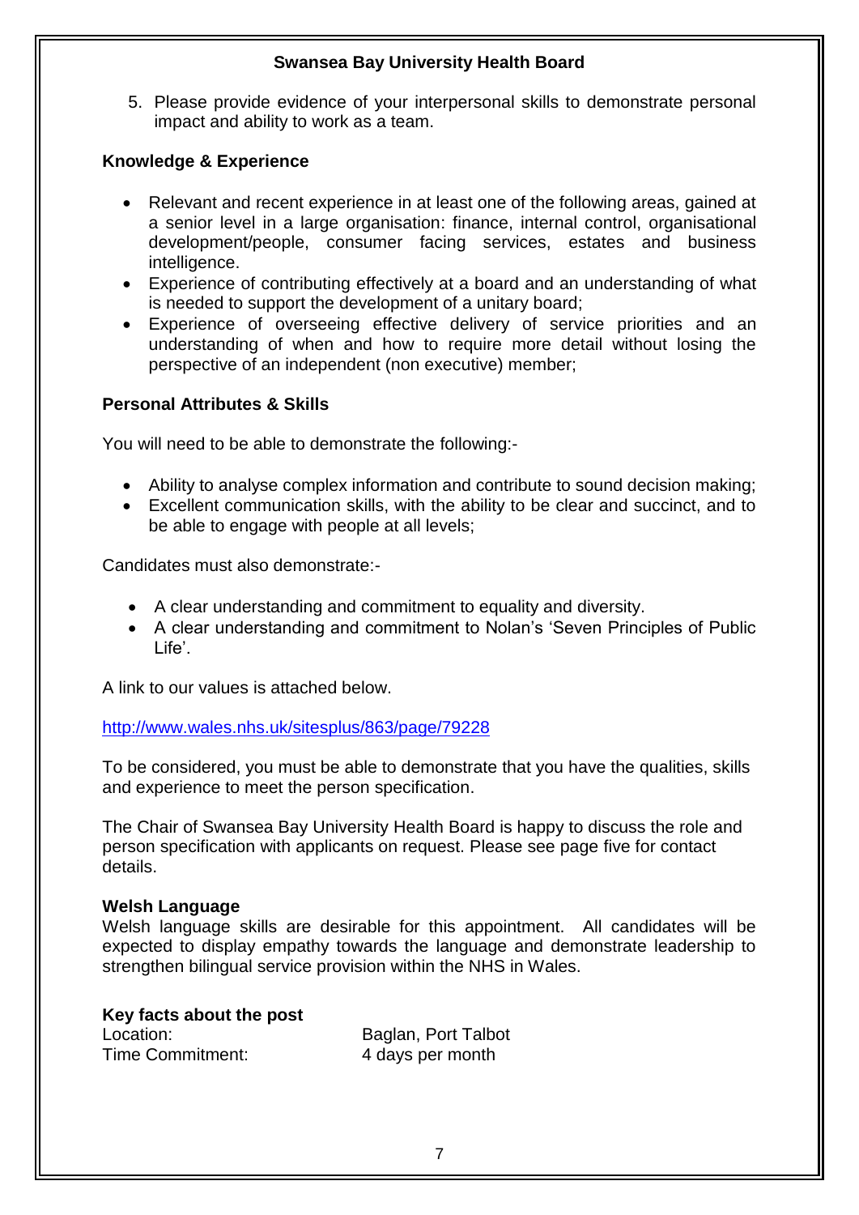5. Please provide evidence of your interpersonal skills to demonstrate personal impact and ability to work as a team.

**Knowledge & Experience**

- Relevant and recent experience in at least one of the following areas, gained at a senior level in a large organisation: finance, internal control, organisational development/people, consumer facing services, estates and business intelligence.
- Experience of contributing effectively at a board and an understanding of what is needed to support the development of a unitary board;
- Experience of overseeing effective delivery of service priorities and an understanding of when and how to require more detail without losing the perspective of an independent (non executive) member;

**Personal Attributes & Skills**

You will need to be able to demonstrate the following:-

- Ability to analyse complex information and contribute to sound decision making;
- Excellent communication skills, with the ability to be clear and succinct, and to be able to engage with people at all levels;

Candidates must also demonstrate:-

- A clear understanding and commitment to equality and diversity.
- A clear understanding and commitment to Nolan's 'Seven Principles of Public Life'.

A link to our values is attached below.

http://www.wales.nhs.uk/sitesplus/863/page/79228

To be considered, you must be able to demonstrate that you have the qualities, skills and experience to meet the person specification.

The Chair of Swansea Bay University Health Board is happy to discuss the role and person specification with applicants on request. Please see page five for contact details.

**Welsh Language**
Welsh language skills are desirable for this appointment. All candidates will be expected to display empathy towards the language and demonstrate leadership to strengthen bilingual service provision within the NHS in Wales.

**Key facts about the post**

| | |
|---|---|
| Location: | Baglan, Port Talbot |
| Time Commitment: | 4 days per month |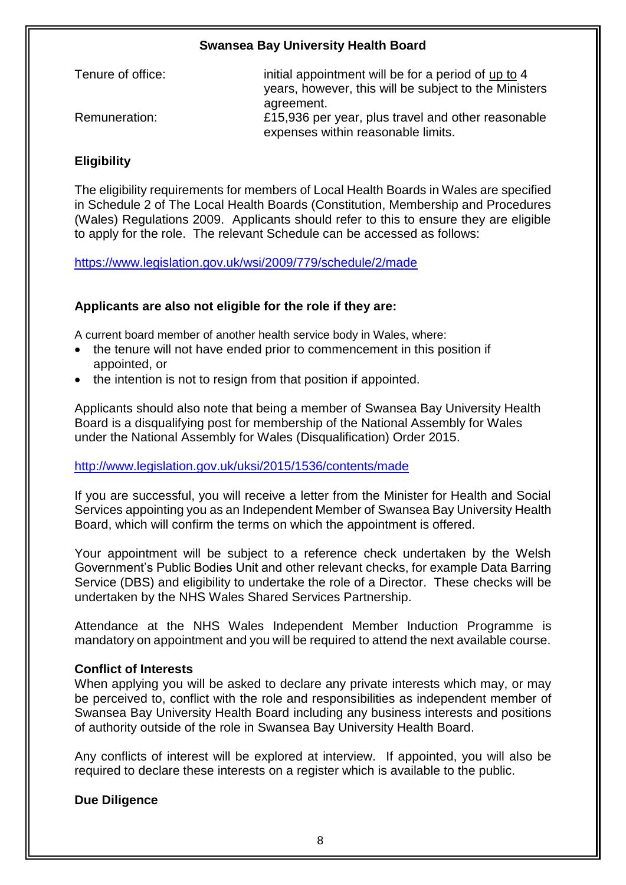**Swansea Bay University Health Board**

| | |
|---|---|
| Tenure of office: | initial appointment will be for a period of up to 4 years, however, this will be subject to the Ministers agreement. |
| Remuneration: | £15,936 per year, plus travel and other reasonable expenses within reasonable limits. |

## Eligibility

The eligibility requirements for members of Local Health Boards in Wales are specified in Schedule 2 of The Local Health Boards (Constitution, Membership and Procedures (Wales) Regulations 2009. Applicants should refer to this to ensure they are eligible to apply for the role. The relevant Schedule can be accessed as follows:

https://www.legislation.gov.uk/wsi/2009/779/schedule/2/made

### Applicants are also not eligible for the role if they are:

A current board member of another health service body in Wales, where:

- the tenure will not have ended prior to commencement in this position if appointed, or
- the intention is not to resign from that position if appointed.

Applicants should also note that being a member of Swansea Bay University Health Board is a disqualifying post for membership of the National Assembly for Wales under the National Assembly for Wales (Disqualification) Order 2015.

http://www.legislation.gov.uk/uksi/2015/1536/contents/made

If you are successful, you will receive a letter from the Minister for Health and Social Services appointing you as an Independent Member of Swansea Bay University Health Board, which will confirm the terms on which the appointment is offered.

Your appointment will be subject to a reference check undertaken by the Welsh Government's Public Bodies Unit and other relevant checks, for example Data Barring Service (DBS) and eligibility to undertake the role of a Director. These checks will be undertaken by the NHS Wales Shared Services Partnership.

Attendance at the NHS Wales Independent Member Induction Programme is mandatory on appointment and you will be required to attend the next available course.

## Conflict of Interests

When applying you will be asked to declare any private interests which may, or may be perceived to, conflict with the role and responsibilities as independent member of Swansea Bay University Health Board including any business interests and positions of authority outside of the role in Swansea Bay University Health Board.

Any conflicts of interest will be explored at interview. If appointed, you will also be required to declare these interests on a register which is available to the public.

## Due Diligence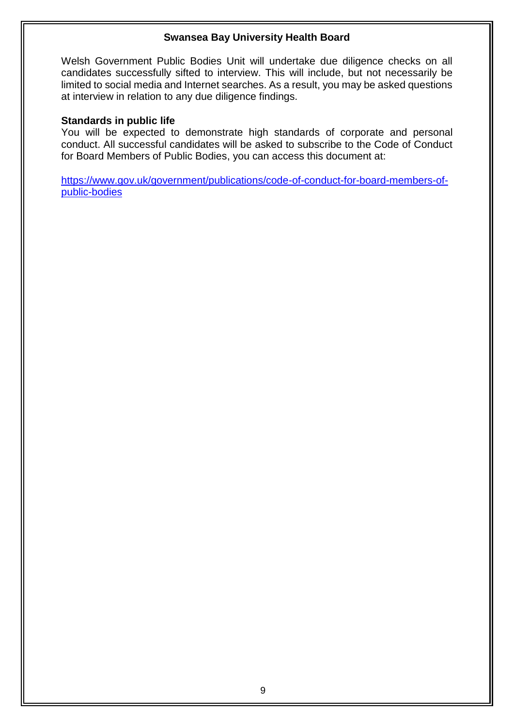Welsh Government Public Bodies Unit will undertake due diligence checks on all candidates successfully sifted to interview. This will include, but not necessarily be limited to social media and Internet searches. As a result, you may be asked questions at interview in relation to any due diligence findings.

**Standards in public life**

You will be expected to demonstrate high standards of corporate and personal conduct. All successful candidates will be asked to subscribe to the Code of Conduct for Board Members of Public Bodies, you can access this document at:

https://www.gov.uk/government/publications/code-of-conduct-for-board-members-of-public-bodies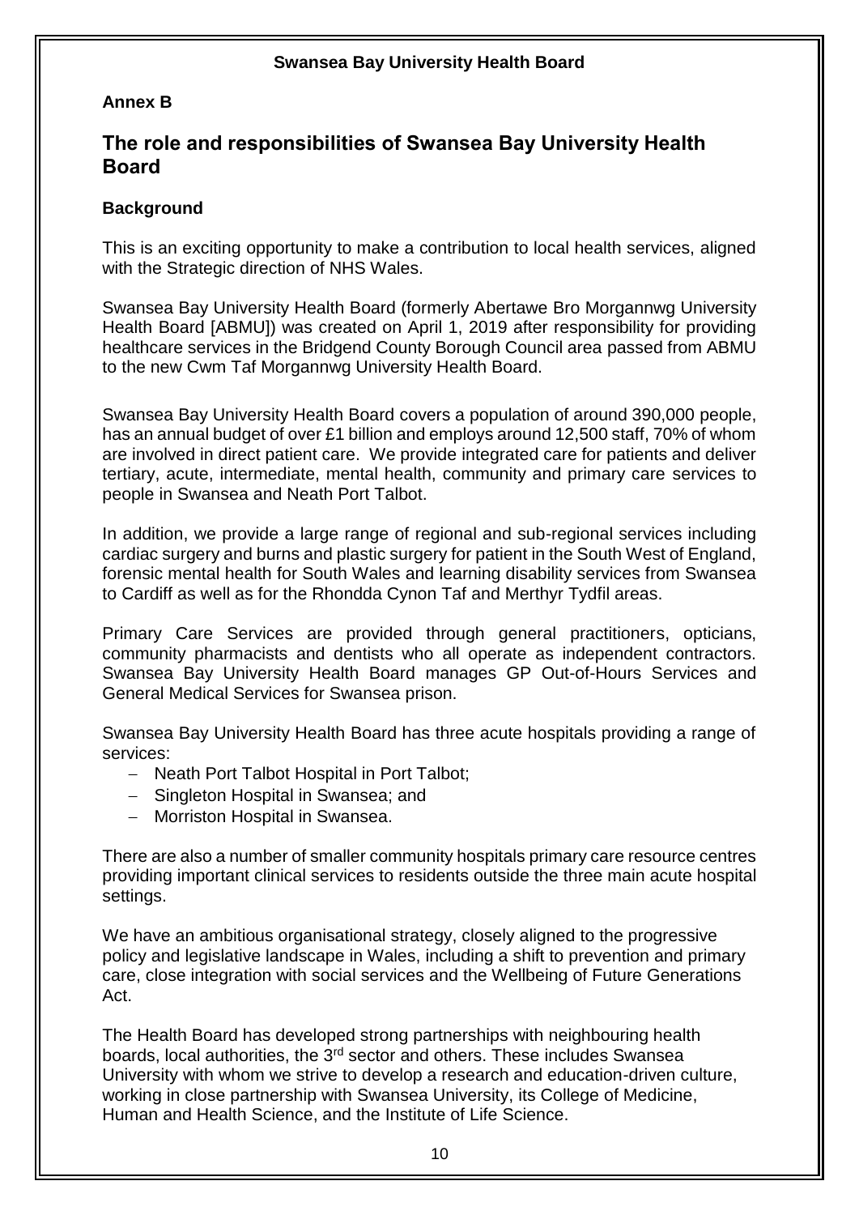**Annex B**

## The role and responsibilities of Swansea Bay University Health Board

### Background

This is an exciting opportunity to make a contribution to local health services, aligned with the Strategic direction of NHS Wales.

Swansea Bay University Health Board (formerly Abertawe Bro Morgannwg University Health Board [ABMU]) was created on April 1, 2019 after responsibility for providing healthcare services in the Bridgend County Borough Council area passed from ABMU to the new Cwm Taf Morgannwg University Health Board.

Swansea Bay University Health Board covers a population of around 390,000 people, has an annual budget of over £1 billion and employs around 12,500 staff, 70% of whom are involved in direct patient care. We provide integrated care for patients and deliver tertiary, acute, intermediate, mental health, community and primary care services to people in Swansea and Neath Port Talbot.

In addition, we provide a large range of regional and sub-regional services including cardiac surgery and burns and plastic surgery for patient in the South West of England, forensic mental health for South Wales and learning disability services from Swansea to Cardiff as well as for the Rhondda Cynon Taf and Merthyr Tydfil areas.

Primary Care Services are provided through general practitioners, opticians, community pharmacists and dentists who all operate as independent contractors. Swansea Bay University Health Board manages GP Out-of-Hours Services and General Medical Services for Swansea prison.

Swansea Bay University Health Board has three acute hospitals providing a range of services:

- Neath Port Talbot Hospital in Port Talbot;
- Singleton Hospital in Swansea; and
- Morriston Hospital in Swansea.

There are also a number of smaller community hospitals primary care resource centres providing important clinical services to residents outside the three main acute hospital settings.

We have an ambitious organisational strategy, closely aligned to the progressive policy and legislative landscape in Wales, including a shift to prevention and primary care, close integration with social services and the Wellbeing of Future Generations Act.

The Health Board has developed strong partnerships with neighbouring health boards, local authorities, the 3rd sector and others. These includes Swansea University with whom we strive to develop a research and education-driven culture, working in close partnership with Swansea University, its College of Medicine, Human and Health Science, and the Institute of Life Science.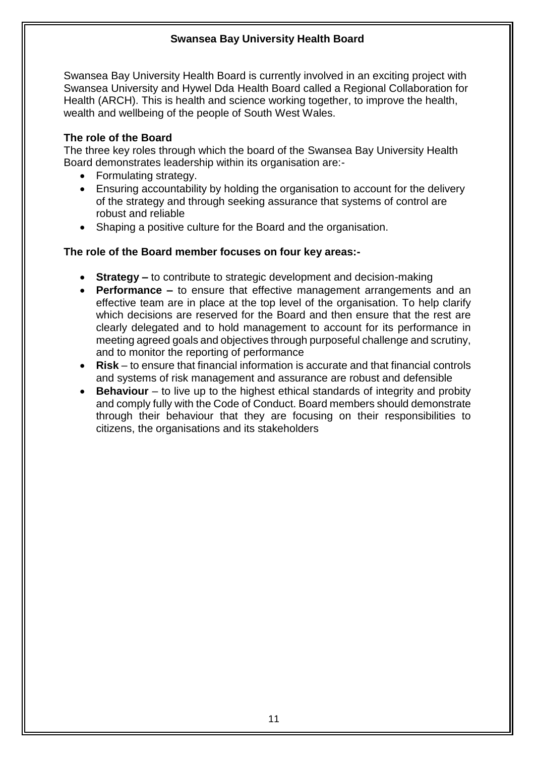## Swansea Bay University Health Board

Swansea Bay University Health Board is currently involved in an exciting project with Swansea University and Hywel Dda Health Board called a Regional Collaboration for Health (ARCH). This is health and science working together, to improve the health, wealth and wellbeing of the people of South West Wales.

### The role of the Board

The three key roles through which the board of the Swansea Bay University Health Board demonstrates leadership within its organisation are:-

- Formulating strategy.
- Ensuring accountability by holding the organisation to account for the delivery of the strategy and through seeking assurance that systems of control are robust and reliable
- Shaping a positive culture for the Board and the organisation.

### The role of the Board member focuses on four key areas:-

- **Strategy –** to contribute to strategic development and decision-making
- **Performance –** to ensure that effective management arrangements and an effective team are in place at the top level of the organisation. To help clarify which decisions are reserved for the Board and then ensure that the rest are clearly delegated and to hold management to account for its performance in meeting agreed goals and objectives through purposeful challenge and scrutiny, and to monitor the reporting of performance
- **Risk** – to ensure that financial information is accurate and that financial controls and systems of risk management and assurance are robust and defensible
- **Behaviour** – to live up to the highest ethical standards of integrity and probity and comply fully with the Code of Conduct. Board members should demonstrate through their behaviour that they are focusing on their responsibilities to citizens, the organisations and its stakeholders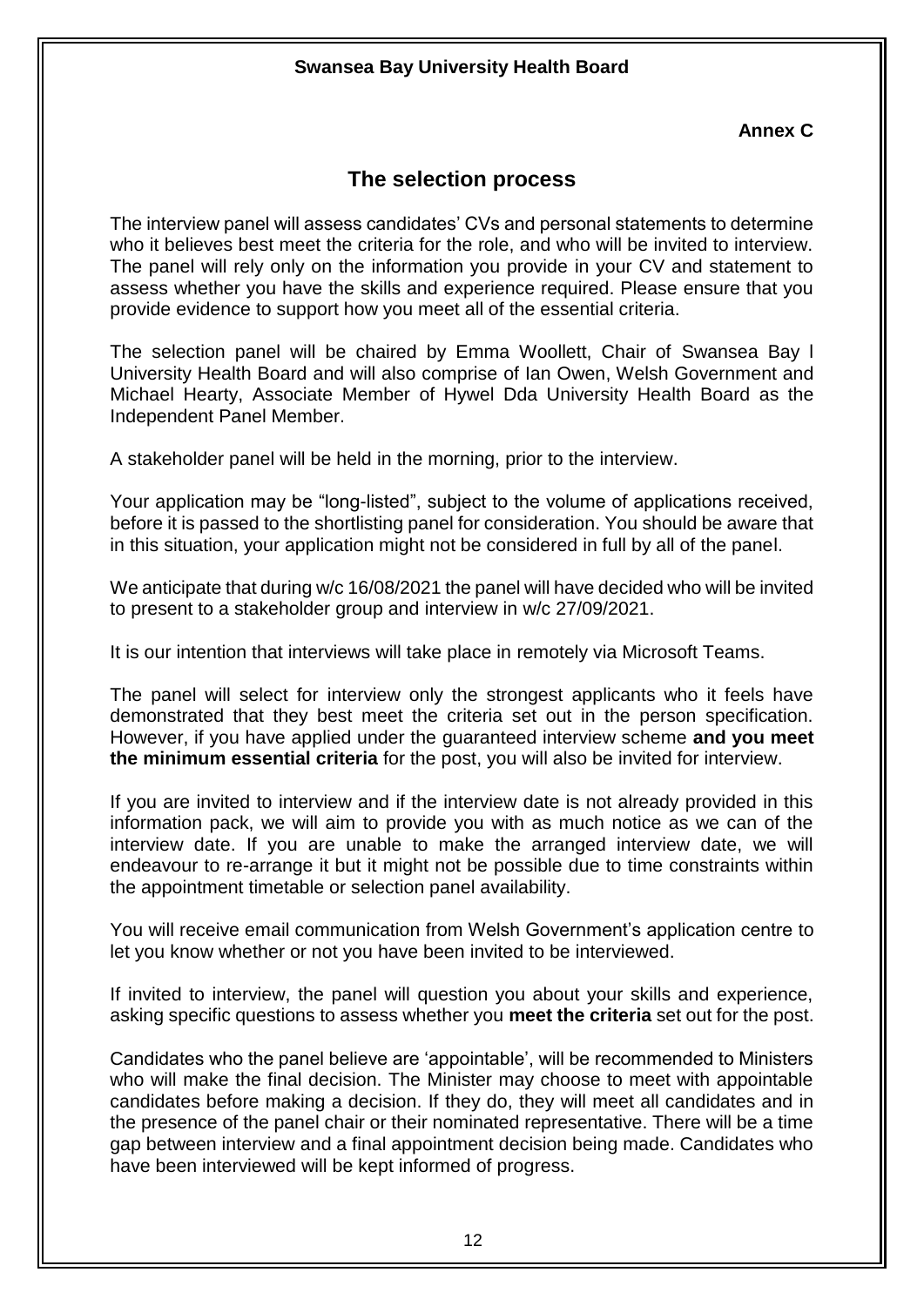**Swansea Bay University Health Board**

**Annex C**

## The selection process

The interview panel will assess candidates' CVs and personal statements to determine who it believes best meet the criteria for the role, and who will be invited to interview. The panel will rely only on the information you provide in your CV and statement to assess whether you have the skills and experience required. Please ensure that you provide evidence to support how you meet all of the essential criteria.

The selection panel will be chaired by Emma Woollett, Chair of Swansea Bay l University Health Board and will also comprise of Ian Owen, Welsh Government and Michael Hearty, Associate Member of Hywel Dda University Health Board as the Independent Panel Member.

A stakeholder panel will be held in the morning, prior to the interview.

Your application may be "long-listed", subject to the volume of applications received, before it is passed to the shortlisting panel for consideration. You should be aware that in this situation, your application might not be considered in full by all of the panel.

We anticipate that during w/c 16/08/2021 the panel will have decided who will be invited to present to a stakeholder group and interview in w/c 27/09/2021.

It is our intention that interviews will take place in remotely via Microsoft Teams.

The panel will select for interview only the strongest applicants who it feels have demonstrated that they best meet the criteria set out in the person specification. However, if you have applied under the guaranteed interview scheme **and you meet the minimum essential criteria** for the post, you will also be invited for interview.

If you are invited to interview and if the interview date is not already provided in this information pack, we will aim to provide you with as much notice as we can of the interview date. If you are unable to make the arranged interview date, we will endeavour to re-arrange it but it might not be possible due to time constraints within the appointment timetable or selection panel availability.

You will receive email communication from Welsh Government's application centre to let you know whether or not you have been invited to be interviewed.

If invited to interview, the panel will question you about your skills and experience, asking specific questions to assess whether you **meet the criteria** set out for the post.

Candidates who the panel believe are 'appointable', will be recommended to Ministers who will make the final decision. The Minister may choose to meet with appointable candidates before making a decision. If they do, they will meet all candidates and in the presence of the panel chair or their nominated representative. There will be a time gap between interview and a final appointment decision being made. Candidates who have been interviewed will be kept informed of progress.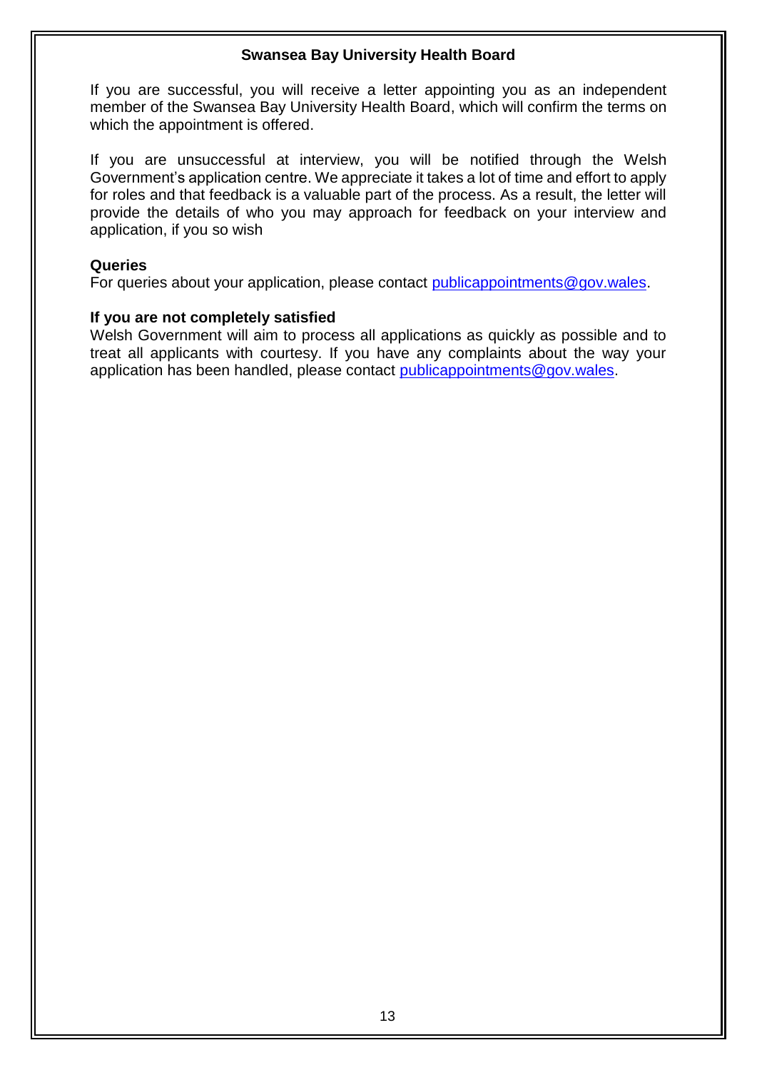If you are successful, you will receive a letter appointing you as an independent member of the Swansea Bay University Health Board, which will confirm the terms on which the appointment is offered.

If you are unsuccessful at interview, you will be notified through the Welsh Government's application centre. We appreciate it takes a lot of time and effort to apply for roles and that feedback is a valuable part of the process. As a result, the letter will provide the details of who you may approach for feedback on your interview and application, if you so wish

**Queries**

For queries about your application, please contact publicappointments@gov.wales.

**If you are not completely satisfied**

Welsh Government will aim to process all applications as quickly as possible and to treat all applicants with courtesy. If you have any complaints about the way your application has been handled, please contact publicappointments@gov.wales.